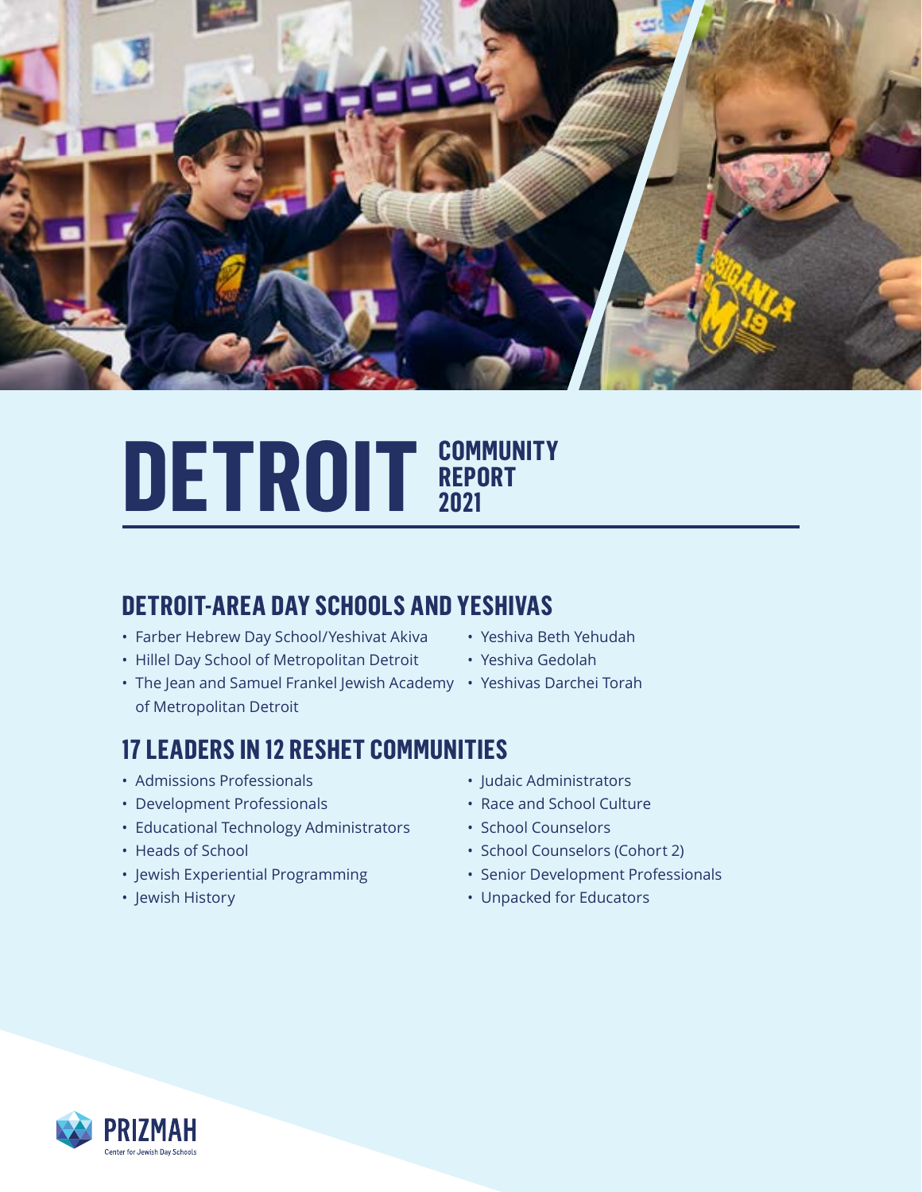# DETROIT COMMUNITY REPORT 2021

## DETROIT-AREA DAY SCHOOLS AND YESHIVAS

- Farber Hebrew Day School/Yeshivat Akiva
- Hillel Day School of Metropolitan Detroit
- The Jean and Samuel Frankel Jewish Academy of Metropolitan Detroit
- Yeshiva Beth Yehudah
- Yeshiva Gedolah
- Yeshivas Darchei Torah

## 17 LEADERS IN 12 RESHET COMMUNITIES

- Admissions Professionals
- Development Professionals
- Educational Technology Administrators
- Heads of School
- Jewish Experiential Programming
- Jewish History
- Judaic Administrators
- Race and School Culture
- School Counselors
- School Counselors (Cohort 2)
- Senior Development Professionals
- Unpacked for Educators

PRIZMAH
Center for Jewish Day Schools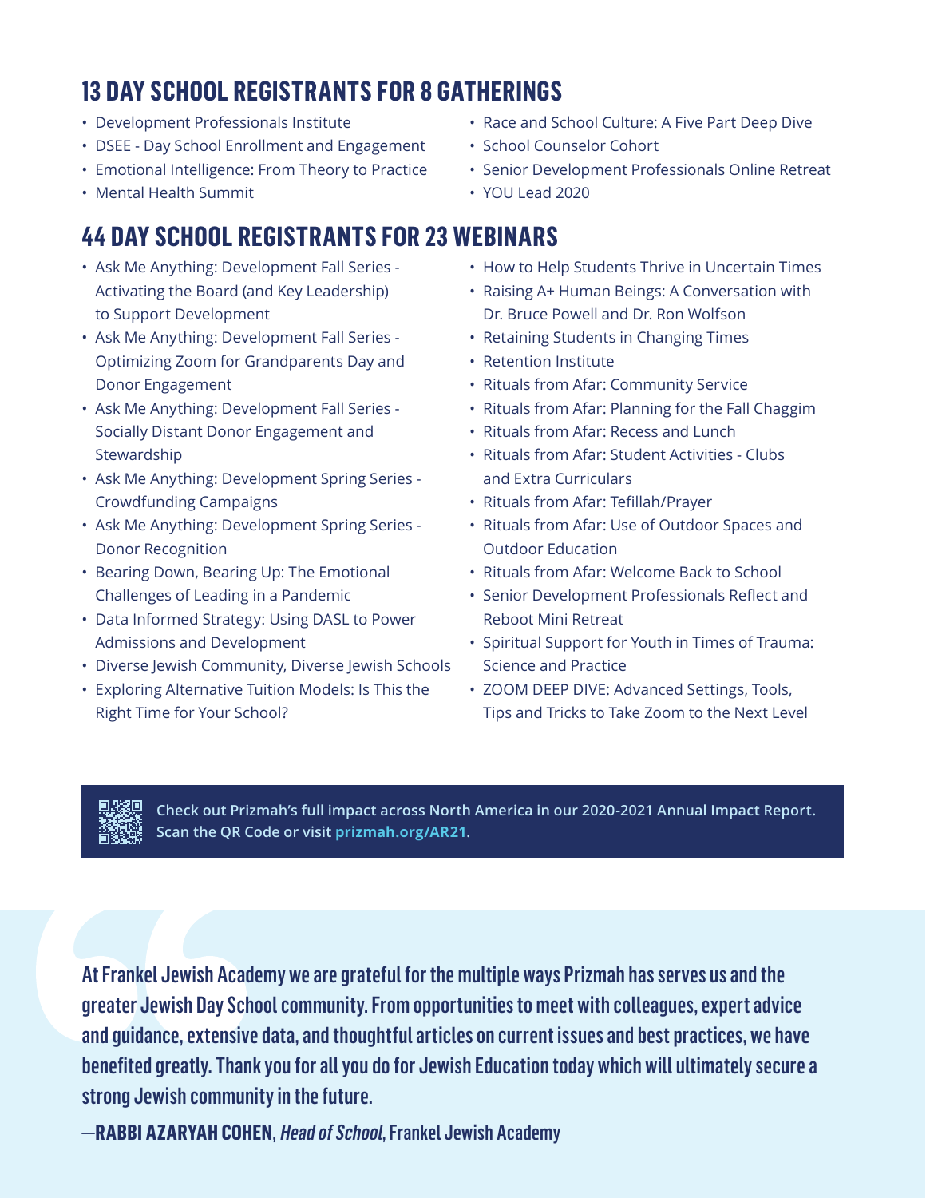## 13 DAY SCHOOL REGISTRANTS FOR 8 GATHERINGS

- Development Professionals Institute
- DSEE - Day School Enrollment and Engagement
- Emotional Intelligence: From Theory to Practice
- Mental Health Summit
- Race and School Culture: A Five Part Deep Dive
- School Counselor Cohort
- Senior Development Professionals Online Retreat
- YOU Lead 2020

## 44 DAY SCHOOL REGISTRANTS FOR 23 WEBINARS

- Ask Me Anything: Development Fall Series - Activating the Board (and Key Leadership) to Support Development
- Ask Me Anything: Development Fall Series - Optimizing Zoom for Grandparents Day and Donor Engagement
- Ask Me Anything: Development Fall Series - Socially Distant Donor Engagement and Stewardship
- Ask Me Anything: Development Spring Series - Crowdfunding Campaigns
- Ask Me Anything: Development Spring Series - Donor Recognition
- Bearing Down, Bearing Up: The Emotional Challenges of Leading in a Pandemic
- Data Informed Strategy: Using DASL to Power Admissions and Development
- Diverse Jewish Community, Diverse Jewish Schools
- Exploring Alternative Tuition Models: Is This the Right Time for Your School?
- How to Help Students Thrive in Uncertain Times
- Raising A+ Human Beings: A Conversation with Dr. Bruce Powell and Dr. Ron Wolfson
- Retaining Students in Changing Times
- Retention Institute
- Rituals from Afar: Community Service
- Rituals from Afar: Planning for the Fall Chaggim
- Rituals from Afar: Recess and Lunch
- Rituals from Afar: Student Activities - Clubs and Extra Curriculars
- Rituals from Afar: Tefillah/Prayer
- Rituals from Afar: Use of Outdoor Spaces and Outdoor Education
- Rituals from Afar: Welcome Back to School
- Senior Development Professionals Reflect and Reboot Mini Retreat
- Spiritual Support for Youth in Times of Trauma: Science and Practice
- ZOOM DEEP DIVE: Advanced Settings, Tools, Tips and Tricks to Take Zoom to the Next Level

**Check out Prizmah's full impact across North America in our 2020-2021 Annual Impact Report. Scan the QR Code or visit prizmah.org/AR21.**

**At Frankel Jewish Academy we are grateful for the multiple ways Prizmah has serves us and the greater Jewish Day School community. From opportunities to meet with colleagues, expert advice and guidance, extensive data, and thoughtful articles on current issues and best practices, we have benefited greatly. Thank you for all you do for Jewish Education today which will ultimately secure a strong Jewish community in the future.**

—**RABBI AZARYAH COHEN**, *Head of School*, Frankel Jewish Academy